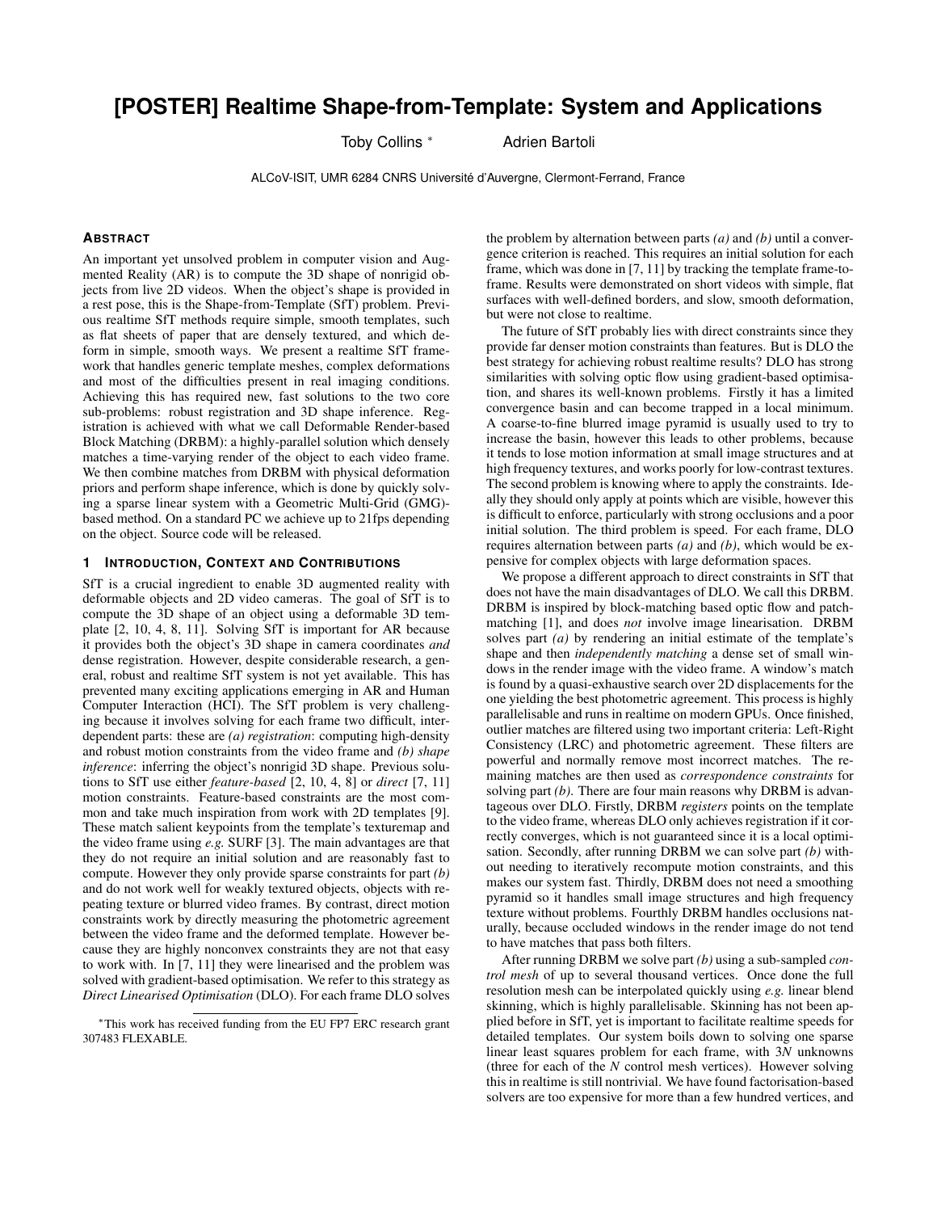# [POSTER] Realtime Shape-from-Template: System and Applications

Toby Collins [*] Adrien Bartoli

ALCoV-ISIT, UMR 6284 CNRS Université d'Auvergne, Clermont-Ferrand, France

## Abstract

An important yet unsolved problem in computer vision and Augmented Reality (AR) is to compute the 3D shape of nonrigid objects from live 2D videos. When the object's shape is provided in a rest pose, this is the Shape-from-Template (SfT) problem. Previous realtime SfT methods require simple, smooth templates, such as flat sheets of paper that are densely textured, and which deform in simple, smooth ways. We present a realtime SfT framework that handles generic template meshes, complex deformations and most of the difficulties present in real imaging conditions. Achieving this has required new, fast solutions to the two core sub-problems: robust registration and 3D shape inference. Registration is achieved with what we call Deformable Render-based Block Matching (DRBM): a highly-parallel solution which densely matches a time-varying render of the object to each video frame. We then combine matches from DRBM with physical deformation priors and perform shape inference, which is done by quickly solving a sparse linear system with a Geometric Multi-Grid (GMG)-based method. On a standard PC we achieve up to 21fps depending on the object. Source code will be released.

## 1 Introduction, Context and Contributions

SfT is a crucial ingredient to enable 3D augmented reality with deformable objects and 2D video cameras. The goal of SfT is to compute the 3D shape of an object using a deformable 3D template [2, 10, 4, 8, 11]. Solving SfT is important for AR because it provides both the object's 3D shape in camera coordinates *and* dense registration. However, despite considerable research, a general, robust and realtime SfT system is not yet available. This has prevented many exciting applications emerging in AR and Human Computer Interaction (HCI). The SfT problem is very challenging because it involves solving for each frame two difficult, interdependent parts: these are *(a) registration*: computing high-density and robust motion constraints from the video frame and *(b) shape inference*: inferring the object's nonrigid 3D shape. Previous solutions to SfT use either *feature-based* [2, 10, 4, 8] or *direct* [7, 11] motion constraints. Feature-based constraints are the most common and take much inspiration from work with 2D templates [9]. These match salient keypoints from the template's texturemap and the video frame using *e.g.* SURF [3]. The main advantages are that they do not require an initial solution and are reasonably fast to compute. However they only provide sparse constraints for part *(b)* and do not work well for weakly textured objects, objects with repeating texture or blurred video frames. By contrast, direct motion constraints work by directly measuring the photometric agreement between the video frame and the deformed template. However because they are highly nonconvex they are not that easy to work with. In [7, 11] they were linearised and the problem was solved with gradient-based optimisation. We refer to this strategy as *Direct Linearised Optimisation* (DLO). For each frame DLO solves the problem by alternation between parts *(a)* and *(b)* until a convergence criterion is reached. This requires an initial solution for each frame, which was done in [7, 11] by tracking the template frame-to-frame. Results were demonstrated on short videos with simple, flat surfaces with well-defined borders, and slow, smooth deformation, but were not close to realtime.

The future of SfT probably lies with direct constraints since they provide far denser motion constraints than features. But is DLO the best strategy for achieving robust realtime results? DLO has strong similarities with solving optic flow using gradient-based optimisation, and shares its well-known problems. Firstly it has a limited convergence basin and can become trapped in a local minimum. A coarse-to-fine blurred image pyramid is usually used to try to increase the basin, however this leads to other problems, because it tends to lose motion information at small image structures and at high frequency textures, and works poorly for low-contrast textures. The second problem is knowing where to apply the constraints. Ideally they should only apply at points which are visible, however this is difficult to enforce, particularly with strong occlusions and a poor initial solution. The third problem is speed. For each frame, DLO requires alternation between parts *(a)* and *(b)*, which would be expensive for complex objects with large deformation spaces.

We propose a different approach to direct constraints in SfT that does not have the main disadvantages of DLO. We call this DRBM. DRBM is inspired by block-matching based optic flow and patch-matching [1], and does *not* involve image linearisation. DRBM solves part *(a)* by rendering an initial estimate of the template's shape and then *independently matching* a dense set of small windows in the render image with the video frame. A window's match is found by a quasi-exhaustive search over 2D displacements for the one yielding the best photometric agreement. This process is highly parallelisable and runs in realtime on modern GPUs. Once finished, outlier matches are filtered using two important criteria: Left-Right Consistency (LRC) and photometric agreement. These filters are powerful and normally remove most incorrect matches. The remaining matches are then used as *correspondence constraints* for solving part *(b)*. There are four main reasons why DRBM is advantageous over DLO. Firstly, DRBM *registers* points on the template to the video frame, whereas DLO only achieves registration if it correctly converges, which is not guaranteed since it is a local optimisation. Secondly, after running DRBM we can solve part *(b)* without needing to iteratively recompute motion constraints, and this makes our system fast. Thirdly, DRBM does not need a smoothing pyramid so it handles small image structures and high frequency texture without problems. Fourthly DRBM handles occlusions naturally, because occluded windows in the render image do not tend to have matches that pass both filters.

After running DRBM we solve part *(b)* using a sub-sampled *control mesh* of up to several thousand vertices. Once done the full resolution mesh can be interpolated quickly using *e.g.* linear blend skinning, which is highly parallelisable. Skinning has not been applied before in SfT, yet is important to facilitate realtime speeds for detailed templates. Our system boils down to solving one sparse linear least squares problem for each frame, with $3N$ unknowns (three for each of the $N$ control mesh vertices). However solving this in realtime is still nontrivial. We have found factorisation-based solvers are too expensive for more than a few hundred vertices, and

[*] This work has received funding from the EU FP7 ERC research grant 307483 FLEXABLE.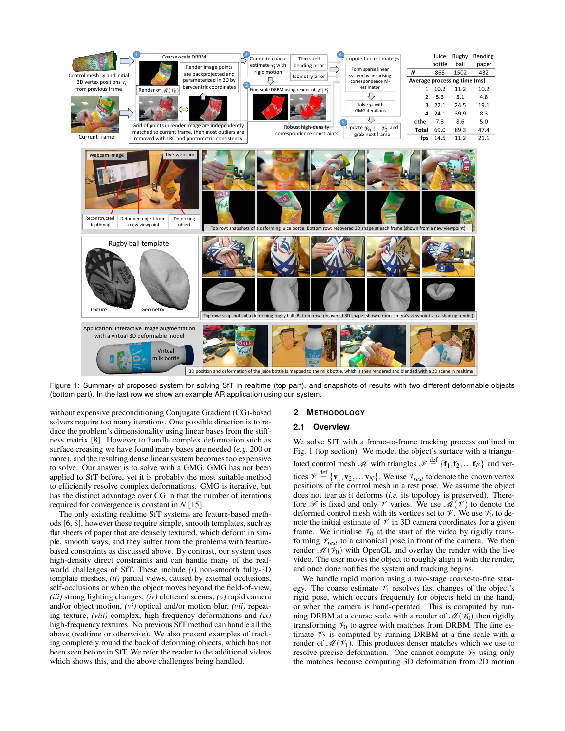| | Juice bottle | Rugby ball | Bending paper |
|---|---|---|---|
| ***N*** | 868 | 1502 | 432 |
| **Average processing time (ms)** | | | |
| 1 | 10.2 | 11.2 | 10.2 |
| 2 | 5.3 | 5.1 | 4.8 |
| 3 | 22.1 | 24.5 | 19.1 |
| 4 | 24.1 | 39.9 | 8.3 |
| other | 7.3 | 8.6 | 5.0 |
| **Total** | 69.0 | 89.3 | 47.4 |
| **fps** | 14.5 | 11.2 | 21.1 |

Figure 1: Summary of proposed system for solving SfT in realtime (top part), and snapshots of results with two different deformable objects (bottom part). In the last row we show an example AR application using our system.

without expensive preconditioning Conjugate Gradient (CG)-based solvers require too many iterations. One possible direction is to reduce the problem's dimensionality using linear bases from the stiffness matrix [8]. However to handle complex deformation such as surface creasing we have found many bases are needed (*e.g.* 200 or more), and the resulting dense linear system becomes too expensive to solve. Our answer is to solve with a GMG. GMG has not been applied to SfT before, yet it is probably the most suitable method to efficiently resolve complex deformations. GMG is iterative, but has the distinct advantage over CG in that the number of iterations required for convergence is constant in $N$ [15].

The only existing realtime SfT systems are feature-based methods [6, 8], however these require simple, smooth templates, such as flat sheets of paper that are densely textured, which deform in simple, smooth ways, and they suffer from the problems with feature-based constraints as discussed above. By contrast, our system uses high-density direct constraints and can handle many of the real-world challenges of SfT. These include *(i)* non-smooth fully-3D template meshes, *(ii)* partial views, caused by external occlusions, self-occlusions or when the object moves beyond the field-of-view, *(iii)* strong lighting changes, *(iv)* cluttered scenes, *(v)* rapid camera and/or object motion, *(vi)* optical and/or motion blur, *(vii)* repeating texture, *(viii)* complex, high frequency deformations and *(ix)* high-frequency textures. No previous SfT method can handle all the above (realtime or otherwise). We also present examples of tracking completely round the back of deforming objects, which has not been seen before in SfT. We refer the reader to the additional videos which shows this, and the above challenges being handled.

## 2 METHODOLOGY

### 2.1 Overview

We solve SfT with a frame-to-frame tracking process outlined in Fig. 1 (top section). We model the object's surface with a triangulated control mesh $\mathscr{M}$ with triangles $\mathscr{F} \overset{\text{def}}{=} \{\mathbf{f}_1, \mathbf{f}_2, \dots \mathbf{f}_F\}$ and vertices $\mathscr{V} \overset{\text{def}}{=} \{\mathbf{v}_1, \mathbf{v}_2, \dots \mathbf{v}_N\}$. We use $\mathscr{V}_{rest}$ to denote the known vertex positions of the control mesh in a rest pose. We assume the object does not tear as it deforms (*i.e.* its topology is preserved). Therefore $\mathscr{F}$ is fixed and only $\mathscr{V}$ varies. We use $\mathscr{M}(\mathscr{V})$ to denote the deformed control mesh with its vertices set to $\mathscr{V}$. We use $\mathscr{V}_0$ to denote the initial estimate of $\mathscr{V}$ in 3D camera coordinates for a given frame. We initialise $\mathscr{V}_0$ at the start of the video by rigidly transforming $\mathscr{V}_{rest}$ to a canonical pose in front of the camera. We then render $\mathscr{M}(\mathscr{V}_0)$ with OpenGL and overlay the render with the live video. The user moves the object to roughly align it with the render, and once done notifies the system and tracking begins.

We handle rapid motion using a two-stage coarse-to-fine strategy. The coarse estimate $\mathscr{V}_1$ resolves fast changes of the object's rigid pose, which occurs frequently for objects held in the hand, or when the camera is hand-operated. This is computed by running DRBM at a coarse scale with a render of $\mathscr{M}(\mathscr{V}_0)$ then rigidly transforming $\mathscr{V}_0$ to agree with matches from DRBM. The fine estimate $\mathscr{V}_2$ is computed by running DRBM at a fine scale with a render of $\mathscr{M}(\mathscr{V}_1)$. This produces denser matches which we use to resolve precise deformation. One cannot compute $\mathscr{V}_2$ using only the matches because computing 3D deformation from 2D motion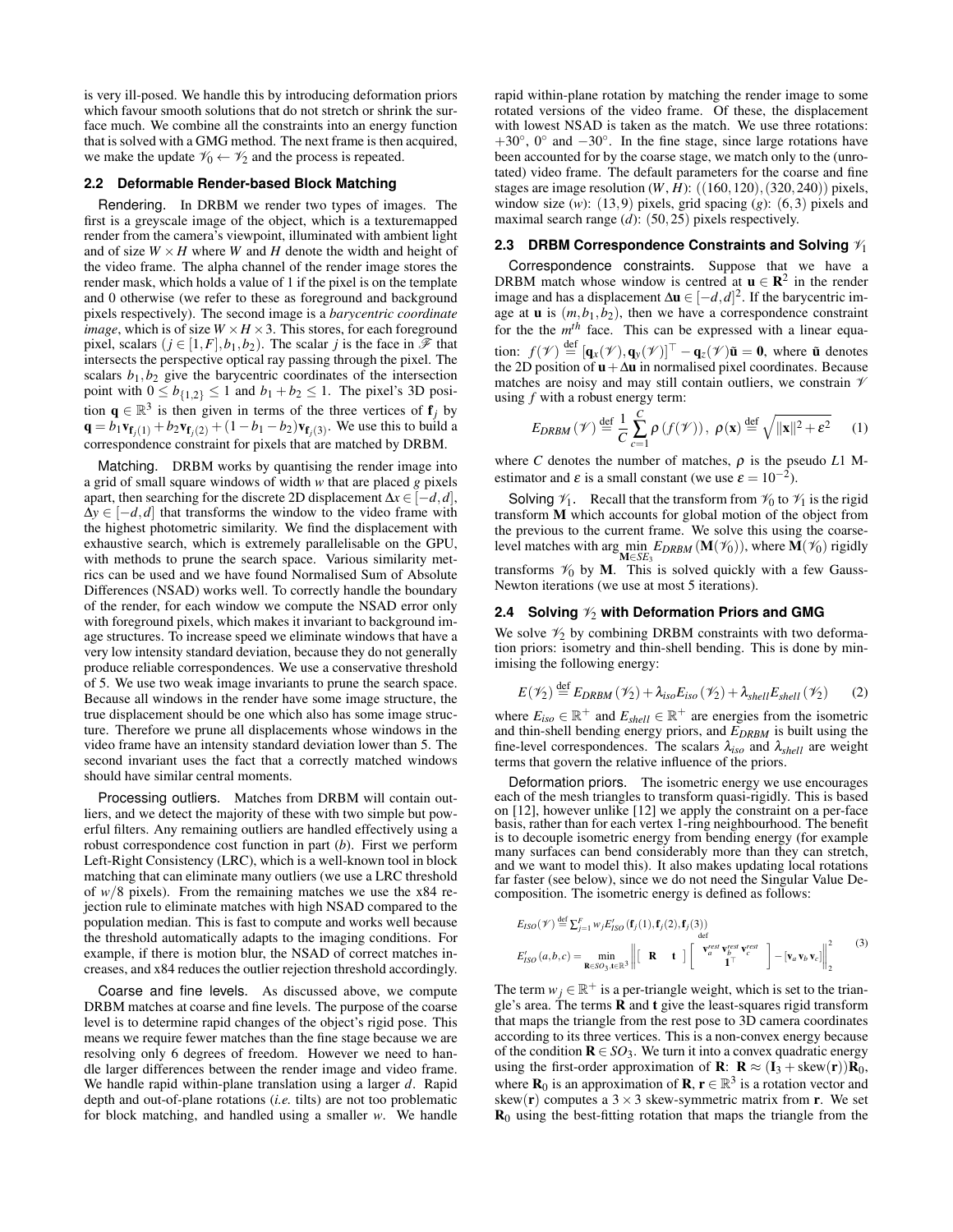is very ill-posed. We handle this by introducing deformation priors which favour smooth solutions that do not stretch or shrink the surface much. We combine all the constraints into an energy function that is solved with a GMG method. The next frame is then acquired, we make the update $\mathscr{V}_0 \leftarrow \mathscr{V}_2$ and the process is repeated.

## 2.2 Deformable Render-based Block Matching

**Rendering.** In DRBM we render two types of images. The first is a greyscale image of the object, which is a texturemapped render from the camera's viewpoint, illuminated with ambient light and of size $W \times H$ where $W$ and $H$ denote the width and height of the video frame. The alpha channel of the render image stores the render mask, which holds a value of 1 if the pixel is on the template and 0 otherwise (we refer to these as foreground and background pixels respectively). The second image is a *barycentric coordinate image*, which is of size $W \times H \times 3$. This stores, for each foreground pixel, scalars $(j \in [1,F], b_1, b_2)$. The scalar $j$ is the face in $\mathscr{F}$ that intersects the perspective optical ray passing through the pixel. The scalars $b_1, b_2$ give the barycentric coordinates of the intersection point with $0 \leq b_{\{1,2\}} \leq 1$ and $b_1 + b_2 \leq 1$. The pixel's 3D position $\mathbf{q} \in \mathbb{R}^3$ is then given in terms of the three vertices of $\mathbf{f}_j$ by $\mathbf{q} = b_1 \mathbf{v}_{\mathbf{f}_j(1)} + b_2 \mathbf{v}_{\mathbf{f}_j(2)} + (1 - b_1 - b_2)\mathbf{v}_{\mathbf{f}_j(3)}$. We use this to build a correspondence constraint for pixels that are matched by DRBM.

**Matching.** DRBM works by quantising the render image into a grid of small square windows of width $w$ that are placed $g$ pixels apart, then searching for the discrete 2D displacement $\Delta x \in [-d,d]$, $\Delta y \in [-d,d]$ that transforms the window to the video frame with the highest photometric similarity. We find the displacement with exhaustive search, which is extremely parallelisable on the GPU, with methods to prune the search space. Various similarity metrics can be used and we have found Normalised Sum of Absolute Differences (NSAD) works well. To correctly handle the boundary of the render, for each window we compute the NSAD error only with foreground pixels, which makes it invariant to background image structures. To increase speed we eliminate windows that have a very low intensity standard deviation, because they do not generally produce reliable correspondences. We use a conservative threshold of 5. We use two weak image invariants to prune the search space. Because all windows in the render have some image structure, the true displacement should be one which also has some image structure. Therefore we prune all displacements whose windows in the video frame have an intensity standard deviation lower than 5. The second invariant uses the fact that a correctly matched windows should have similar central moments.

**Processing outliers.** Matches from DRBM will contain outliers, and we detect the majority of these with two simple but powerful filters. Any remaining outliers are handled effectively using a robust correspondence cost function in part (*b*). First we perform Left-Right Consistency (LRC), which is a well-known tool in block matching that can eliminate many outliers (we use a LRC threshold of $w/8$ pixels). From the remaining matches we use the x84 rejection rule to eliminate matches with high NSAD compared to the population median. This is fast to compute and works well because the threshold automatically adapts to the imaging conditions. For example, if there is motion blur, the NSAD of correct matches increases, and x84 reduces the outlier rejection threshold accordingly.

**Coarse and fine levels.** As discussed above, we compute DRBM matches at coarse and fine levels. The purpose of the coarse level is to determine rapid changes of the object's rigid pose. This means we require fewer matches than the fine stage because we are resolving only 6 degrees of freedom. However we need to handle larger differences between the render image and video frame. We handle rapid within-plane translation using a larger $d$. Rapid depth and out-of-plane rotations (*i.e.* tilts) are not too problematic for block matching, and handled using a smaller $w$. We handle rapid within-plane rotation by matching the render image to some rotated versions of the video frame. Of these, the displacement with lowest NSAD is taken as the match. We use three rotations: $+30°$, $0°$ and $-30°$. In the fine stage, since large rotations have been accounted for by the coarse stage, we match only to the (unrotated) video frame. The default parameters for the coarse and fine stages are image resolution $(W,H)$: $((160,120),(320,240))$ pixels, window size $(w)$: $(13,9)$ pixels, grid spacing $(g)$: $(6,3)$ pixels and maximal search range $(d)$: $(50,25)$ pixels respectively.

## 2.3 DRBM Correspondence Constraints and Solving $\mathscr{V}_1$

**Correspondence constraints.** Suppose that we have a DRBM match whose window is centred at $\mathbf{u} \in \mathbf{R}^2$ in the render image and has a displacement $\Delta\mathbf{u} \in [-d,d]^2$. If the barycentric image at $\mathbf{u}$ is $(m, b_1, b_2)$, then we have a correspondence constraint for the the $m^{th}$ face. This can be expressed with a linear equation: $f(\mathscr{V}) \stackrel{\text{def}}{=} [\mathbf{q}_x(\mathscr{V}), \mathbf{q}_y(\mathscr{V})]^\top - \mathbf{q}_z(\mathscr{V})\tilde{\mathbf{u}} = \mathbf{0}$, where $\tilde{\mathbf{u}}$ denotes the 2D position of $\mathbf{u} + \Delta\mathbf{u}$ in normalised pixel coordinates. Because matches are noisy and may still contain outliers, we constrain $\mathscr{V}$ using $f$ with a robust energy term:

$$E_{DRBM}(\mathscr{V}) \stackrel{\text{def}}{=} \frac{1}{C}\sum_{c=1}^{C} \rho\left(f(\mathscr{V})\right), \; \rho(\mathbf{x}) \stackrel{\text{def}}{=} \sqrt{\|\mathbf{x}\|^2 + \varepsilon^2} \tag{1}$$

where $C$ denotes the number of matches, $\rho$ is the pseudo $L1$ M-estimator and $\varepsilon$ is a small constant (we use $\varepsilon = 10^{-2}$).

**Solving $\mathscr{V}_1$.** Recall that the transform from $\mathscr{V}_0$ to $\mathscr{V}_1$ is the rigid transform $\mathbf{M}$ which accounts for global motion of the object from the previous to the current frame. We solve this using the coarse-level matches with $\arg\min_{\mathbf{M} \in SE_3} E_{DRBM}(\mathbf{M}(\mathscr{V}_0))$, where $\mathbf{M}(\mathscr{V}_0)$ rigidly transforms $\mathscr{V}_0$ by $\mathbf{M}$. This is solved quickly with a few Gauss-Newton iterations (we use at most 5 iterations).

## 2.4 Solving $\mathscr{V}_2$ with Deformation Priors and GMG

We solve $\mathscr{V}_2$ by combining DRBM constraints with two deformation priors: isometry and thin-shell bending. This is done by minimising the following energy:

$$E(\mathscr{V}_2) \stackrel{\text{def}}{=} E_{DRBM}(\mathscr{V}_2) + \lambda_{iso} E_{iso}(\mathscr{V}_2) + \lambda_{shell} E_{shell}(\mathscr{V}_2) \tag{2}$$

where $E_{iso} \in \mathbb{R}^+$ and $E_{shell} \in \mathbb{R}^+$ are energies from the isometric and thin-shell bending energy priors, and $E_{DRBM}$ is built using the fine-level correspondences. The scalars $\lambda_{iso}$ and $\lambda_{shell}$ are weight terms that govern the relative influence of the priors.

**Deformation priors.** The isometric energy we use encourages each of the mesh triangles to transform quasi-rigidly. This is based on [12], however unlike [12] we apply the constraint on a per-face basis, rather than for each vertex 1-ring neighbourhood. The benefit is to decouple isometric energy from bending energy (for example many surfaces can bend considerably more than they can stretch, and we want to model this). It also makes updating local rotations far faster (see below), since we do not need the Singular Value Decomposition. The isometric energy is defined as follows:

$$\begin{aligned} E_{ISO}(\mathscr{V}) &\stackrel{\text{def}}{=} \textstyle\sum_{j=1}^{F} w_j E'_{ISO}(\mathbf{f}_j(1), \mathbf{f}_j(2), \mathbf{f}_j(3)) \\ E'_{ISO}(a,b,c) &\stackrel{\text{def}}{=} \min_{\mathbf{R} \in SO_3, \mathbf{t} \in \mathbb{R}^3} \left\| \begin{bmatrix} \mathbf{R} & \mathbf{t} \end{bmatrix} \begin{bmatrix} \mathbf{v}_a^{rest} \; \mathbf{v}_b^{rest} \; \mathbf{v}_c^{rest} \\ \mathbf{1}^\top \end{bmatrix} - [\mathbf{v}_a \, \mathbf{v}_b \, \mathbf{v}_c] \right\|_2^2 \end{aligned} \tag{3}$$

The term $w_j \in \mathbb{R}^+$ is a per-triangle weight, which is set to the triangle's area. The terms $\mathbf{R}$ and $\mathbf{t}$ give the least-squares rigid transform that maps the triangle from the rest pose to 3D camera coordinates according to its three vertices. This is a non-convex energy because of the condition $\mathbf{R} \in SO_3$. We turn it into a convex quadratic energy using the first-order approximation of $\mathbf{R}$: $\mathbf{R} \approx (\mathbf{I}_3 + \text{skew}(\mathbf{r}))\mathbf{R}_0$, where $\mathbf{R}_0$ is an approximation of $\mathbf{R}$, $\mathbf{r} \in \mathbb{R}^3$ is a rotation vector and $\text{skew}(\mathbf{r})$ computes a $3 \times 3$ skew-symmetric matrix from $\mathbf{r}$. We set $\mathbf{R}_0$ using the best-fitting rotation that maps the triangle from the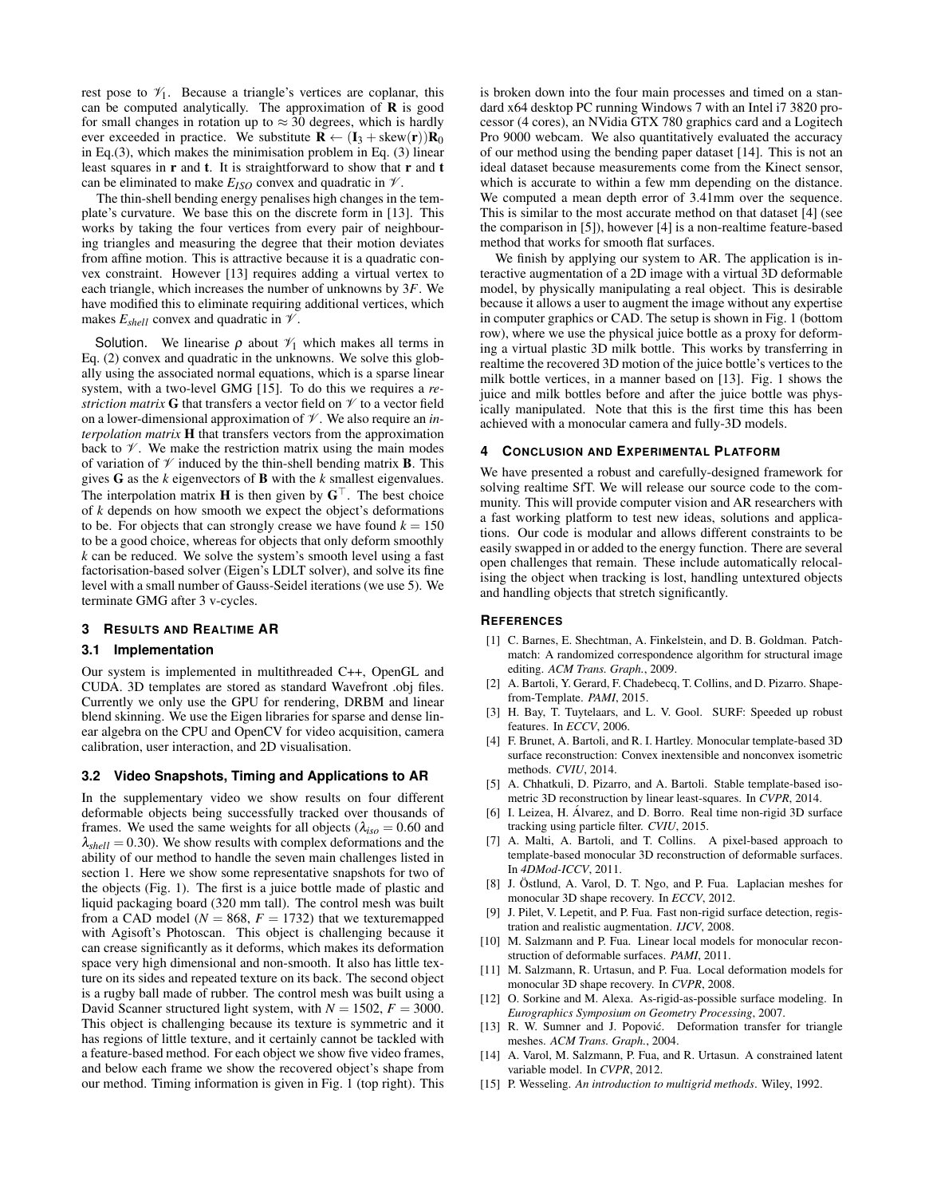rest pose to $\mathscr{V}_1$. Because a triangle's vertices are coplanar, this can be computed analytically. The approximation of $\mathbf{R}$ is good for small changes in rotation up to $\approx 30$ degrees, which is hardly ever exceeded in practice. We substitute $\mathbf{R} \leftarrow (\mathbf{I}_3 + \text{skew}(\mathbf{r}))\mathbf{R}_0$ in Eq.(3), which makes the minimisation problem in Eq. (3) linear least squares in $\mathbf{r}$ and $\mathbf{t}$. It is straightforward to show that $\mathbf{r}$ and $\mathbf{t}$ can be eliminated to make $E_{ISO}$ convex and quadratic in $\mathscr{V}$.

The thin-shell bending energy penalises high changes in the template's curvature. We base this on the discrete form in [13]. This works by taking the four vertices from every pair of neighbouring triangles and measuring the degree that their motion deviates from affine motion. This is attractive because it is a quadratic convex constraint. However [13] requires adding a virtual vertex to each triangle, which increases the number of unknowns by $3F$. We have modified this to eliminate requiring additional vertices, which makes $E_{shell}$ convex and quadratic in $\mathscr{V}$.

Solution. We linearise $\rho$ about $\mathscr{V}_1$ which makes all terms in Eq. (2) convex and quadratic in the unknowns. We solve this globally using the associated normal equations, which is a sparse linear system, with a two-level GMG [15]. To do this we requires a *restriction matrix* $\mathbf{G}$ that transfers a vector field on $\mathscr{V}$ to a vector field on a lower-dimensional approximation of $\mathscr{V}$. We also require an *interpolation matrix* $\mathbf{H}$ that transfers vectors from the approximation back to $\mathscr{V}$. We make the restriction matrix using the main modes of variation of $\mathscr{V}$ induced by the thin-shell bending matrix $\mathbf{B}$. This gives $\mathbf{G}$ as the $k$ eigenvectors of $\mathbf{B}$ with the $k$ smallest eigenvalues. The interpolation matrix $\mathbf{H}$ is then given by $\mathbf{G}^\top$. The best choice of $k$ depends on how smooth we expect the object's deformations to be. For objects that can strongly crease we have found $k = 150$ to be a good choice, whereas for objects that only deform smoothly $k$ can be reduced. We solve the system's smooth level using a fast factorisation-based solver (Eigen's LDLT solver), and solve its fine level with a small number of Gauss-Seidel iterations (we use 5). We terminate GMG after 3 v-cycles.

## 3 Results and Realtime AR

### 3.1 Implementation

Our system is implemented in multithreaded C++, OpenGL and CUDA. 3D templates are stored as standard Wavefront .obj files. Currently we only use the GPU for rendering, DRBM and linear blend skinning. We use the Eigen libraries for sparse and dense linear algebra on the CPU and OpenCV for video acquisition, camera calibration, user interaction, and 2D visualisation.

### 3.2 Video Snapshots, Timing and Applications to AR

In the supplementary video we show results on four different deformable objects being successfully tracked over thousands of frames. We used the same weights for all objects ($\lambda_{iso} = 0.60$ and $\lambda_{shell} = 0.30$). We show results with complex deformations and the ability of our method to handle the seven main challenges listed in section 1. Here we show some representative snapshots for two of the objects (Fig. 1). The first is a juice bottle made of plastic and liquid packaging board (320 mm tall). The control mesh was built from a CAD model ($N = 868$, $F = 1732$) that we texturemapped with Agisoft's Photoscan. This object is challenging because it can crease significantly as it deforms, which makes its deformation space very high dimensional and non-smooth. It also has little texture on its sides and repeated texture on its back. The second object is a rugby ball made of rubber. The control mesh was built using a David Scanner structured light system, with $N = 1502$, $F = 3000$. This object is challenging because its texture is symmetric and it has regions of little texture, and it certainly cannot be tackled with a feature-based method. For each object we show five video frames, and below each frame we show the recovered object's shape from our method. Timing information is given in Fig. 1 (top right). This is broken down into the four main processes and timed on a standard x64 desktop PC running Windows 7 with an Intel i7 3820 processor (4 cores), an NVidia GTX 780 graphics card and a Logitech Pro 9000 webcam. We also quantitatively evaluated the accuracy of our method using the bending paper dataset [14]. This is not an ideal dataset because measurements come from the Kinect sensor, which is accurate to within a few mm depending on the distance. We computed a mean depth error of 3.41mm over the sequence. This is similar to the most accurate method on that dataset [4] (see the comparison in [5]), however [4] is a non-realtime feature-based method that works for smooth flat surfaces.

We finish by applying our system to AR. The application is interactive augmentation of a 2D image with a virtual 3D deformable model, by physically manipulating a real object. This is desirable because it allows a user to augment the image without any expertise in computer graphics or CAD. The setup is shown in Fig. 1 (bottom row), where we use the physical juice bottle as a proxy for deforming a virtual plastic 3D milk bottle. This works by transferring in realtime the recovered 3D motion of the juice bottle's vertices to the milk bottle vertices, in a manner based on [13]. Fig. 1 shows the juice and milk bottles before and after the juice bottle was physically manipulated. Note that this is the first time this has been achieved with a monocular camera and fully-3D models.

## 4 Conclusion and Experimental Platform

We have presented a robust and carefully-designed framework for solving realtime SfT. We will release our source code to the community. This will provide computer vision and AR researchers with a fast working platform to test new ideas, solutions and applications. Our code is modular and allows different constraints to be easily swapped in or added to the energy function. There are several open challenges that remain. These include automatically relocalising the object when tracking is lost, handling untextured objects and handling objects that stretch significantly.

## References

[1] C. Barnes, E. Shechtman, A. Finkelstein, and D. B. Goldman. Patchmatch: A randomized correspondence algorithm for structural image editing. *ACM Trans. Graph.*, 2009.

[2] A. Bartoli, Y. Gerard, F. Chadebecq, T. Collins, and D. Pizarro. Shape-from-Template. *PAMI*, 2015.

[3] H. Bay, T. Tuytelaars, and L. V. Gool. SURF: Speeded up robust features. In *ECCV*, 2006.

[4] F. Brunet, A. Bartoli, and R. I. Hartley. Monocular template-based 3D surface reconstruction: Convex inextensible and nonconvex isometric methods. *CVIU*, 2014.

[5] A. Chhatkuli, D. Pizarro, and A. Bartoli. Stable template-based isometric 3D reconstruction by linear least-squares. In *CVPR*, 2014.

[6] I. Leizea, H. Álvarez, and D. Borro. Real time non-rigid 3D surface tracking using particle filter. *CVIU*, 2015.

[7] A. Malti, A. Bartoli, and T. Collins. A pixel-based approach to template-based monocular 3D reconstruction of deformable surfaces. In *4DMod-ICCV*, 2011.

[8] J. Östlund, A. Varol, D. T. Ngo, and P. Fua. Laplacian meshes for monocular 3D shape recovery. In *ECCV*, 2012.

[9] J. Pilet, V. Lepetit, and P. Fua. Fast non-rigid surface detection, registration and realistic augmentation. *IJCV*, 2008.

[10] M. Salzmann and P. Fua. Linear local models for monocular reconstruction of deformable surfaces. *PAMI*, 2011.

[11] M. Salzmann, R. Urtasun, and P. Fua. Local deformation models for monocular 3D shape recovery. In *CVPR*, 2008.

[12] O. Sorkine and M. Alexa. As-rigid-as-possible surface modeling. In *Eurographics Symposium on Geometry Processing*, 2007.

[13] R. W. Sumner and J. Popović. Deformation transfer for triangle meshes. *ACM Trans. Graph.*, 2004.

[14] A. Varol, M. Salzmann, P. Fua, and R. Urtasun. A constrained latent variable model. In *CVPR*, 2012.

[15] P. Wesseling. *An introduction to multigrid methods*. Wiley, 1992.